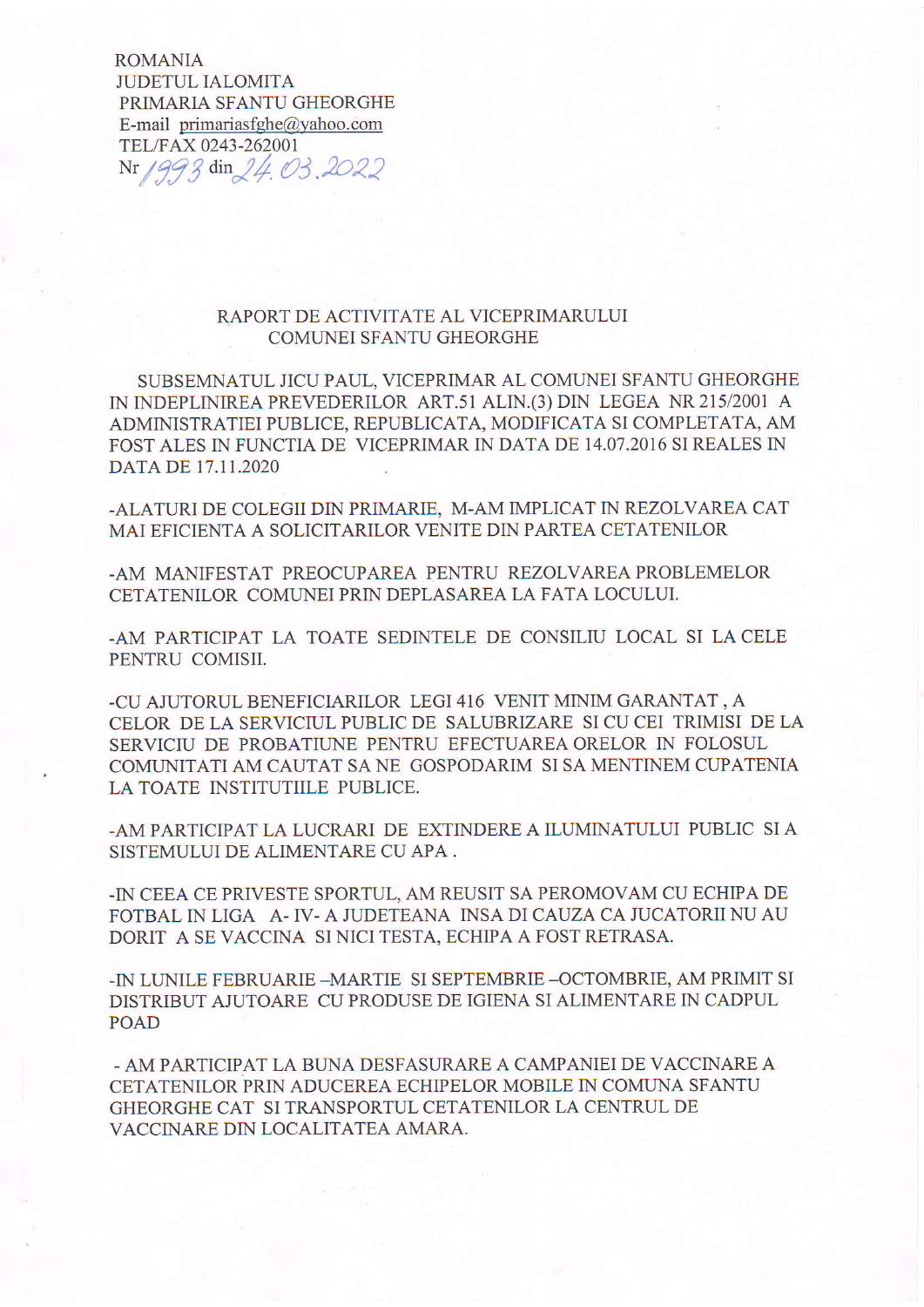ROMANIA
JUDETUL IALOMITA
PRIMARIA SFANTU GHEORGHE
E-mail primariasfghe@yahoo.com
TEL/FAX 0243-262001
Nr 1993 din 24.03.2022

## RAPORT DE ACTIVITATE AL VICEPRIMARULUI COMUNEI SFANTU GHEORGHE

SUBSEMNATUL JICU PAUL, VICEPRIMAR AL COMUNEI SFANTU GHEORGHE IN INDEPLINIREA PREVEDERILOR ART.51 ALIN.(3) DIN LEGEA NR 215/2001 A ADMINISTRATIEI PUBLICE, REPUBLICATA, MODIFICATA SI COMPLETATA, AM FOST ALES IN FUNCTIA DE VICEPRIMAR IN DATA DE 14.07.2016 SI REALES IN DATA DE 17.11.2020

-ALATURI DE COLEGII DIN PRIMARIE, M-AM IMPLICAT IN REZOLVAREA CAT MAI EFICIENTA A SOLICITARILOR VENITE DIN PARTEA CETATENILOR

-AM MANIFESTAT PREOCUPAREA PENTRU REZOLVAREA PROBLEMELOR CETATENILOR COMUNEI PRIN DEPLASAREA LA FATA LOCULUI.

-AM PARTICIPAT LA TOATE SEDINTELE DE CONSILIU LOCAL SI LA CELE PENTRU COMISII.

-CU AJUTORUL BENEFICIARILOR LEGI 416 VENIT MINIM GARANTAT , A CELOR DE LA SERVICIUL PUBLIC DE SALUBRIZARE SI CU CEI TRIMISI DE LA SERVICIU DE PROBATIUNE PENTRU EFECTUAREA ORELOR IN FOLOSUL COMUNITATI AM CAUTAT SA NE GOSPODARIM SI SA MENTINEM CUPATENIA LA TOATE INSTITUTIILE PUBLICE.

-AM PARTICIPAT LA LUCRARI DE EXTINDERE A ILUMINATULUI PUBLIC SI A SISTEMULUI DE ALIMENTARE CU APA .

-IN CEEA CE PRIVESTE SPORTUL, AM REUSIT SA PEROMOVAM CU ECHIPA DE FOTBAL IN LIGA A- IV- A JUDETEANA INSA DI CAUZA CA JUCATORII NU AU DORIT A SE VACCINA SI NICI TESTA, ECHIPA A FOST RETRASA.

-IN LUNILE FEBRUARIE –MARTIE SI SEPTEMBRIE –OCTOMBRIE, AM PRIMIT SI DISTRIBUT AJUTOARE CU PRODUSE DE IGIENA SI ALIMENTARE IN CADPUL POAD

- AM PARTICIPAT LA BUNA DESFASURARE A CAMPANIEI DE VACCINARE A CETATENILOR PRIN ADUCEREA ECHIPELOR MOBILE IN COMUNA SFANTU GHEORGHE CAT SI TRANSPORTUL CETATENILOR LA CENTRUL DE VACCINARE DIN LOCALITATEA AMARA.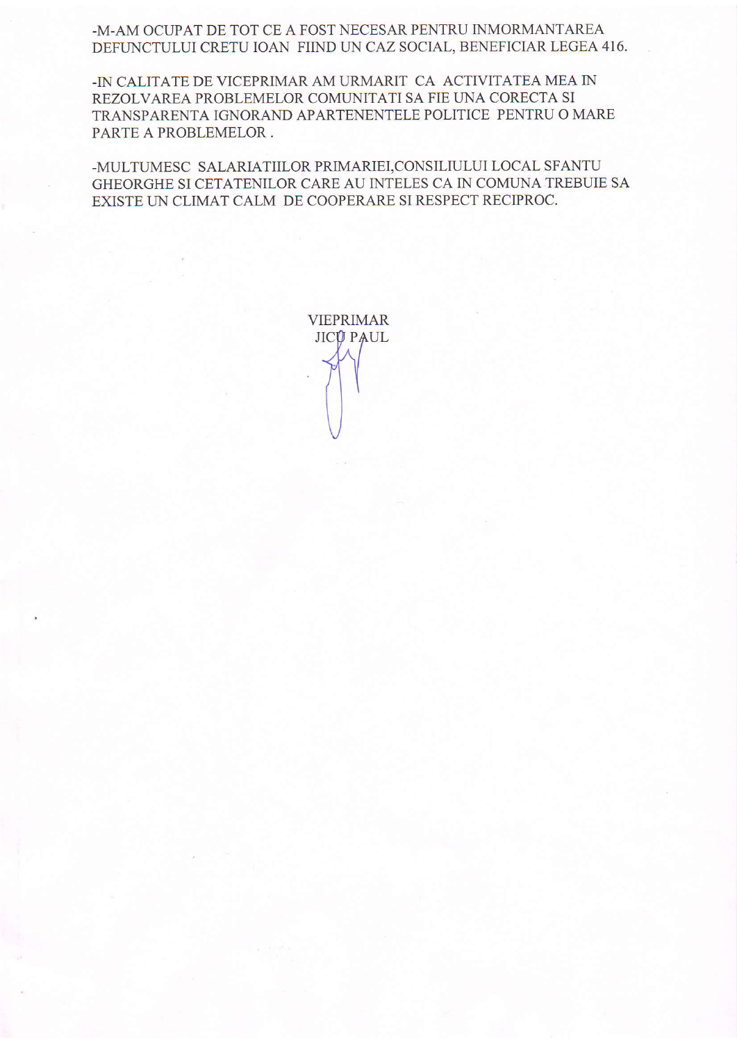-M-AM OCUPAT DE TOT CE A FOST NECESAR PENTRU INMORMANTAREA DEFUNCTULUI CRETU IOAN FIIND UN CAZ SOCIAL, BENEFICIAR LEGEA 416.

-IN CALITATE DE VICEPRIMAR AM URMARIT CA ACTIVITATEA MEA IN REZOLVAREA PROBLEMELOR COMUNITATI SA FIE UNA CORECTA SI TRANSPARENTA IGNORAND APARTENENTELE POLITICE PENTRU O MARE PARTE A PROBLEMELOR .

-MULTUMESC SALARIATIILOR PRIMARIEI,CONSILIULUI LOCAL SFANTU GHEORGHE SI CETATENILOR CARE AU INTELES CA IN COMUNA TREBUIE SA EXISTE UN CLIMAT CALM DE COOPERARE SI RESPECT RECIPROC.

VIEPRIMAR

JICU PAUL